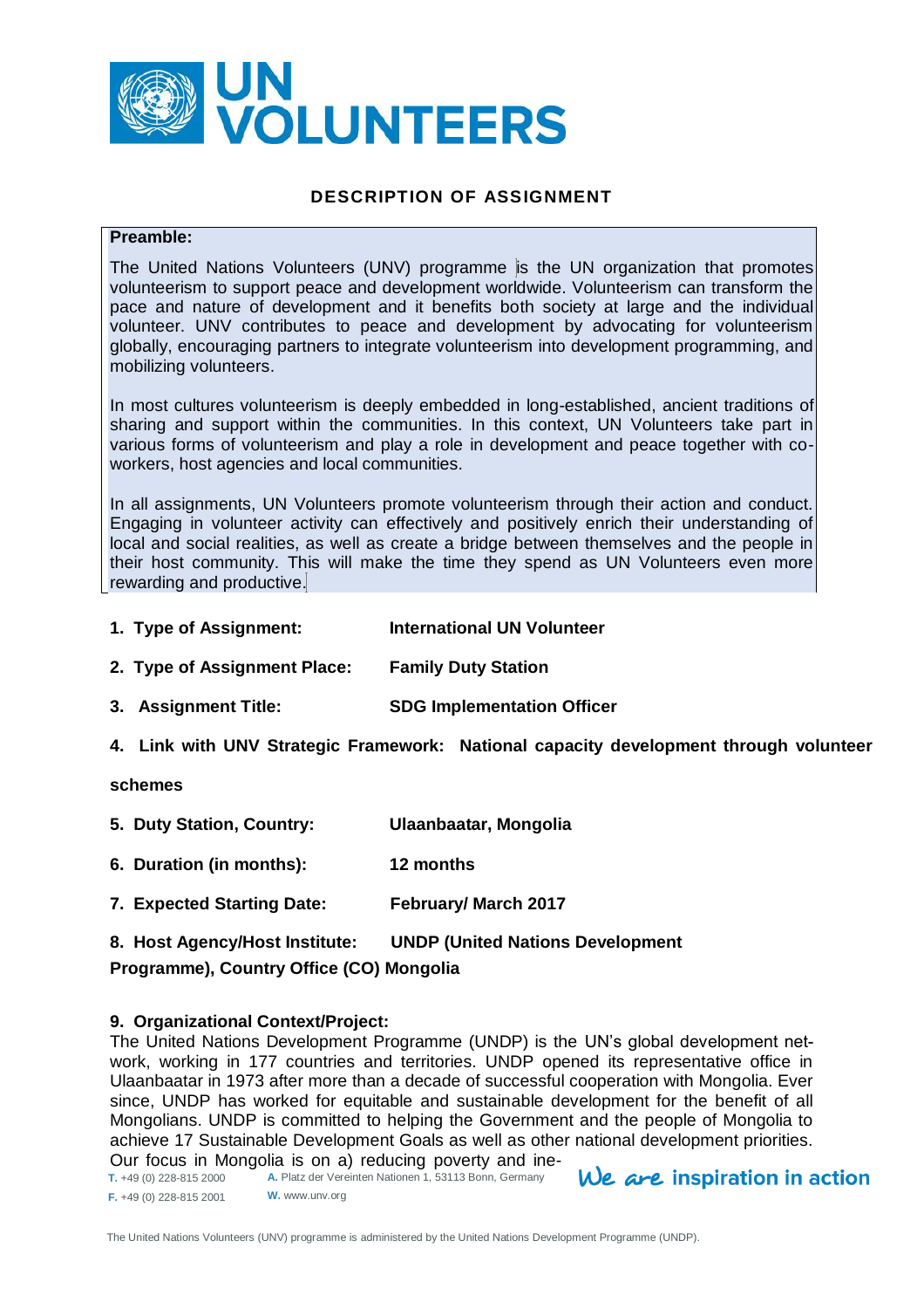# DESCRIPTION OF ASSIGNMENT

**Preamble:**

The United Nations Volunteers (UNV) programme is the UN organization that promotes volunteerism to support peace and development worldwide. Volunteerism can transform the pace and nature of development and it benefits both society at large and the individual volunteer. UNV contributes to peace and development by advocating for volunteerism globally, encouraging partners to integrate volunteerism into development programming, and mobilizing volunteers.

In most cultures volunteerism is deeply embedded in long-established, ancient traditions of sharing and support within the communities. In this context, UN Volunteers take part in various forms of volunteerism and play a role in development and peace together with co-workers, host agencies and local communities.

In all assignments, UN Volunteers promote volunteerism through their action and conduct. Engaging in volunteer activity can effectively and positively enrich their understanding of local and social realities, as well as create a bridge between themselves and the people in their host community. This will make the time they spend as UN Volunteers even more rewarding and productive.

1. **Type of Assignment:** **International UN Volunteer**
2. **Type of Assignment Place:** **Family Duty Station**
3. **Assignment Title:** **SDG Implementation Officer**
4. **Link with UNV Strategic Framework:** **National capacity development through volunteer schemes**
5. **Duty Station, Country:** **Ulaanbaatar, Mongolia**
6. **Duration (in months):** **12 months**
7. **Expected Starting Date:** **February/ March 2017**
8. **Host Agency/Host Institute:** **UNDP (United Nations Development Programme), Country Office (CO) Mongolia**

**9. Organizational Context/Project:**

The United Nations Development Programme (UNDP) is the UN's global development network, working in 177 countries and territories. UNDP opened its representative office in Ulaanbaatar in 1973 after more than a decade of successful cooperation with Mongolia. Ever since, UNDP has worked for equitable and sustainable development for the benefit of all Mongolians. UNDP is committed to helping the Government and the people of Mongolia to achieve 17 Sustainable Development Goals as well as other national development priorities. Our focus in Mongolia is on a) reducing poverty and ine-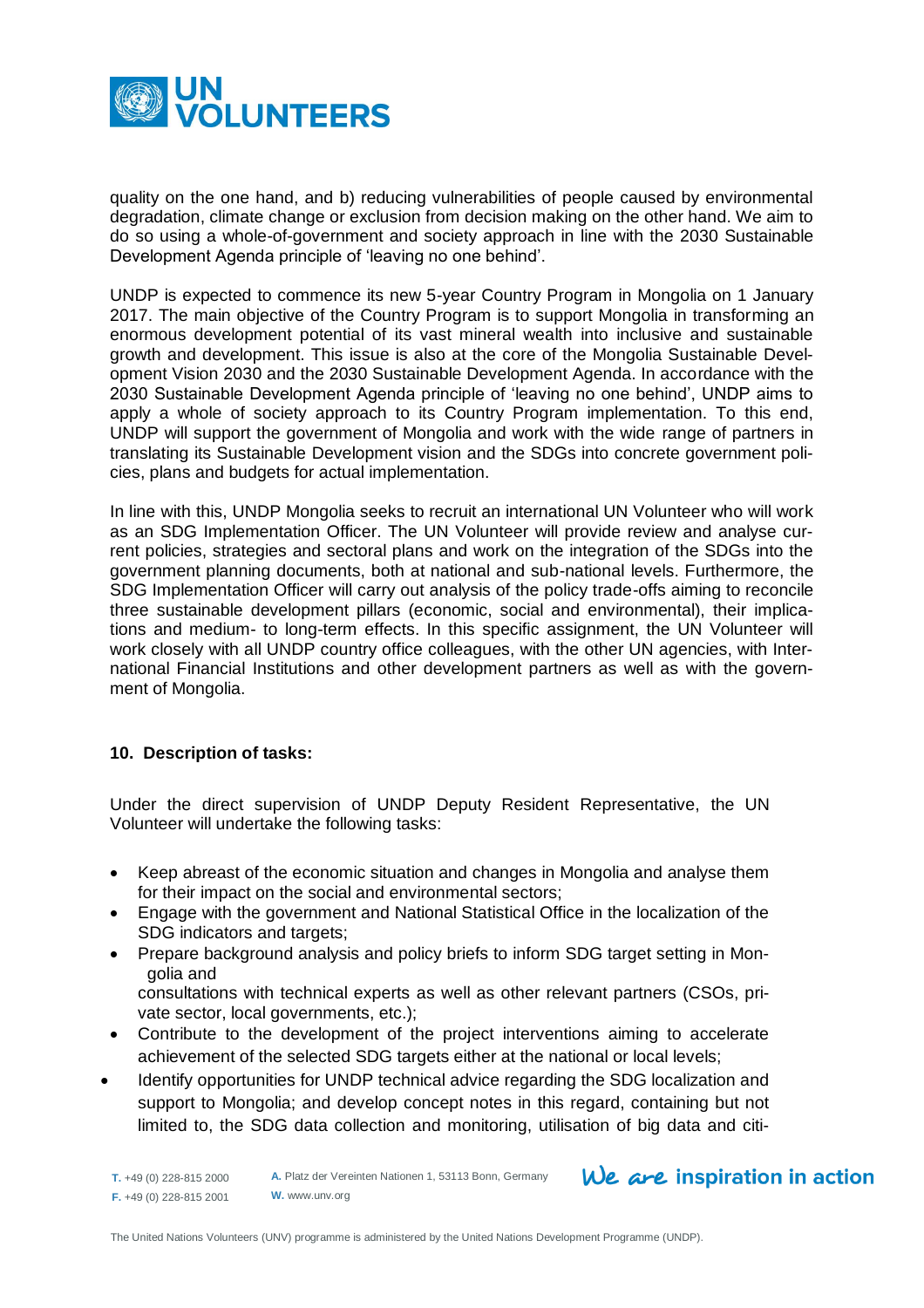quality on the one hand, and b) reducing vulnerabilities of people caused by environmental degradation, climate change or exclusion from decision making on the other hand. We aim to do so using a whole-of-government and society approach in line with the 2030 Sustainable Development Agenda principle of 'leaving no one behind'.

UNDP is expected to commence its new 5-year Country Program in Mongolia on 1 January 2017. The main objective of the Country Program is to support Mongolia in transforming an enormous development potential of its vast mineral wealth into inclusive and sustainable growth and development. This issue is also at the core of the Mongolia Sustainable Development Vision 2030 and the 2030 Sustainable Development Agenda. In accordance with the 2030 Sustainable Development Agenda principle of 'leaving no one behind', UNDP aims to apply a whole of society approach to its Country Program implementation. To this end, UNDP will support the government of Mongolia and work with the wide range of partners in translating its Sustainable Development vision and the SDGs into concrete government policies, plans and budgets for actual implementation.

In line with this, UNDP Mongolia seeks to recruit an international UN Volunteer who will work as an SDG Implementation Officer. The UN Volunteer will provide review and analyse current policies, strategies and sectoral plans and work on the integration of the SDGs into the government planning documents, both at national and sub-national levels. Furthermore, the SDG Implementation Officer will carry out analysis of the policy trade-offs aiming to reconcile three sustainable development pillars (economic, social and environmental), their implications and medium- to long-term effects. In this specific assignment, the UN Volunteer will work closely with all UNDP country office colleagues, with the other UN agencies, with International Financial Institutions and other development partners as well as with the government of Mongolia.

**10. Description of tasks:**

Under the direct supervision of UNDP Deputy Resident Representative, the UN Volunteer will undertake the following tasks:

- Keep abreast of the economic situation and changes in Mongolia and analyse them for their impact on the social and environmental sectors;
- Engage with the government and National Statistical Office in the localization of the SDG indicators and targets;
- Prepare background analysis and policy briefs to inform SDG target setting in Mongolia and
  consultations with technical experts as well as other relevant partners (CSOs, private sector, local governments, etc.);
- Contribute to the development of the project interventions aiming to accelerate achievement of the selected SDG targets either at the national or local levels;
- Identify opportunities for UNDP technical advice regarding the SDG localization and support to Mongolia; and develop concept notes in this regard, containing but not limited to, the SDG data collection and monitoring, utilisation of big data and citi-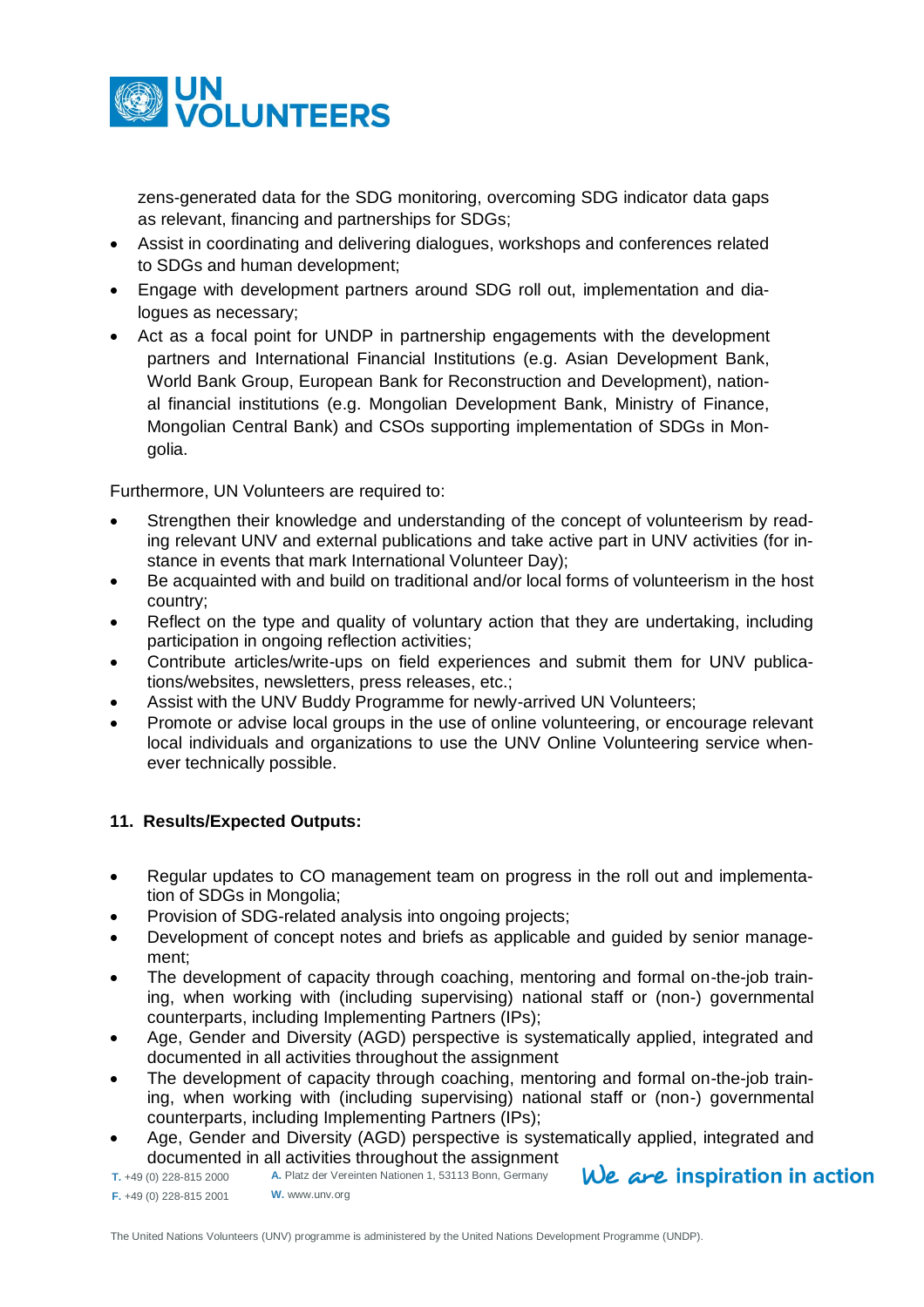zens-generated data for the SDG monitoring, overcoming SDG indicator data gaps as relevant, financing and partnerships for SDGs;

- Assist in coordinating and delivering dialogues, workshops and conferences related to SDGs and human development;
- Engage with development partners around SDG roll out, implementation and dialogues as necessary;
- Act as a focal point for UNDP in partnership engagements with the development partners and International Financial Institutions (e.g. Asian Development Bank, World Bank Group, European Bank for Reconstruction and Development), national financial institutions (e.g. Mongolian Development Bank, Ministry of Finance, Mongolian Central Bank) and CSOs supporting implementation of SDGs in Mongolia.

Furthermore, UN Volunteers are required to:

- Strengthen their knowledge and understanding of the concept of volunteerism by reading relevant UNV and external publications and take active part in UNV activities (for instance in events that mark International Volunteer Day);
- Be acquainted with and build on traditional and/or local forms of volunteerism in the host country;
- Reflect on the type and quality of voluntary action that they are undertaking, including participation in ongoing reflection activities;
- Contribute articles/write-ups on field experiences and submit them for UNV publications/websites, newsletters, press releases, etc.;
- Assist with the UNV Buddy Programme for newly-arrived UN Volunteers;
- Promote or advise local groups in the use of online volunteering, or encourage relevant local individuals and organizations to use the UNV Online Volunteering service whenever technically possible.

## 11. Results/Expected Outputs:

- Regular updates to CO management team on progress in the roll out and implementation of SDGs in Mongolia;
- Provision of SDG-related analysis into ongoing projects;
- Development of concept notes and briefs as applicable and guided by senior management;
- The development of capacity through coaching, mentoring and formal on-the-job training, when working with (including supervising) national staff or (non-) governmental counterparts, including Implementing Partners (IPs);
- Age, Gender and Diversity (AGD) perspective is systematically applied, integrated and documented in all activities throughout the assignment
- The development of capacity through coaching, mentoring and formal on-the-job training, when working with (including supervising) national staff or (non-) governmental counterparts, including Implementing Partners (IPs);
- Age, Gender and Diversity (AGD) perspective is systematically applied, integrated and documented in all activities throughout the assignment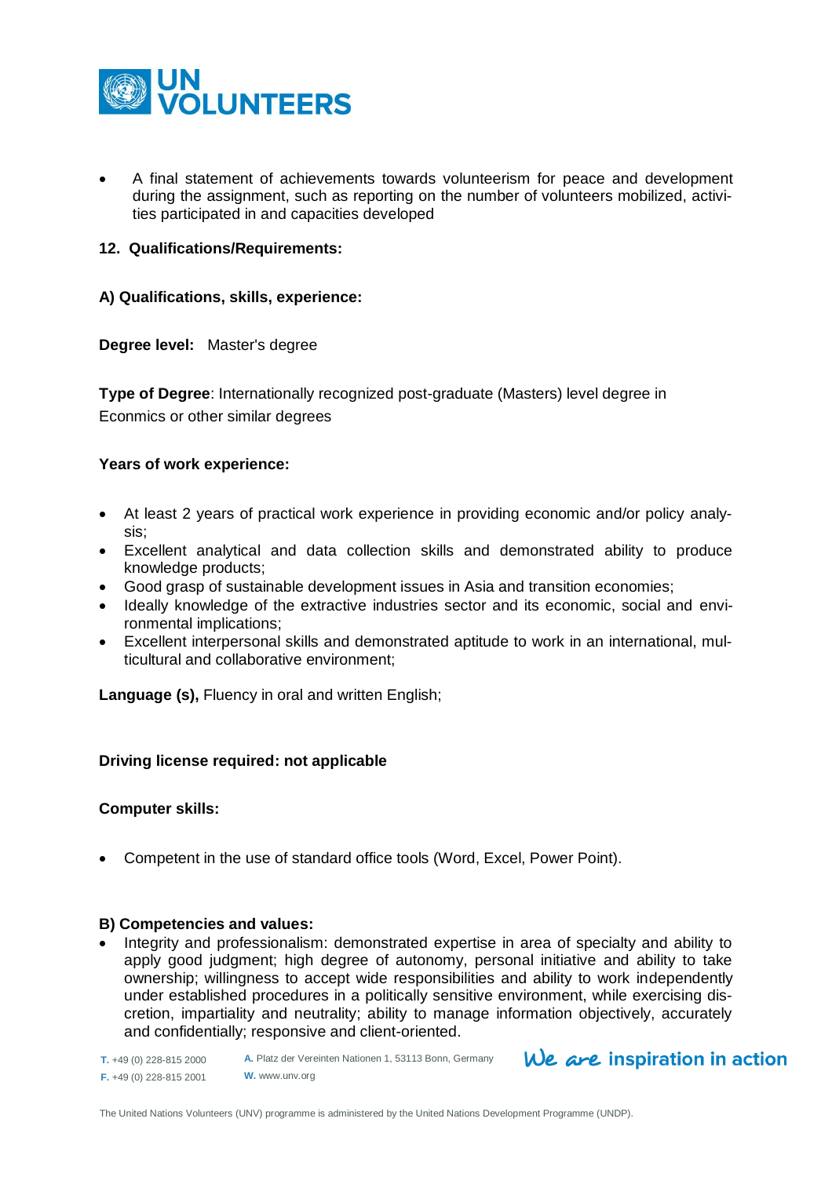- A final statement of achievements towards volunteerism for peace and development during the assignment, such as reporting on the number of volunteers mobilized, activities participated in and capacities developed

**12. Qualifications/Requirements:**

**A) Qualifications, skills, experience:**

**Degree level:** Master's degree

**Type of Degree**: Internationally recognized post-graduate (Masters) level degree in Econmics or other similar degrees

**Years of work experience:**

- At least 2 years of practical work experience in providing economic and/or policy analysis;
- Excellent analytical and data collection skills and demonstrated ability to produce knowledge products;
- Good grasp of sustainable development issues in Asia and transition economies;
- Ideally knowledge of the extractive industries sector and its economic, social and environmental implications;
- Excellent interpersonal skills and demonstrated aptitude to work in an international, multicultural and collaborative environment;

**Language (s),** Fluency in oral and written English;

**Driving license required: not applicable**

**Computer skills:**

- Competent in the use of standard office tools (Word, Excel, Power Point).

**B) Competencies and values:**

- Integrity and professionalism: demonstrated expertise in area of specialty and ability to apply good judgment; high degree of autonomy, personal initiative and ability to take ownership; willingness to accept wide responsibilities and ability to work independently under established procedures in a politically sensitive environment, while exercising discretion, impartiality and neutrality; ability to manage information objectively, accurately and confidentially; responsive and client-oriented.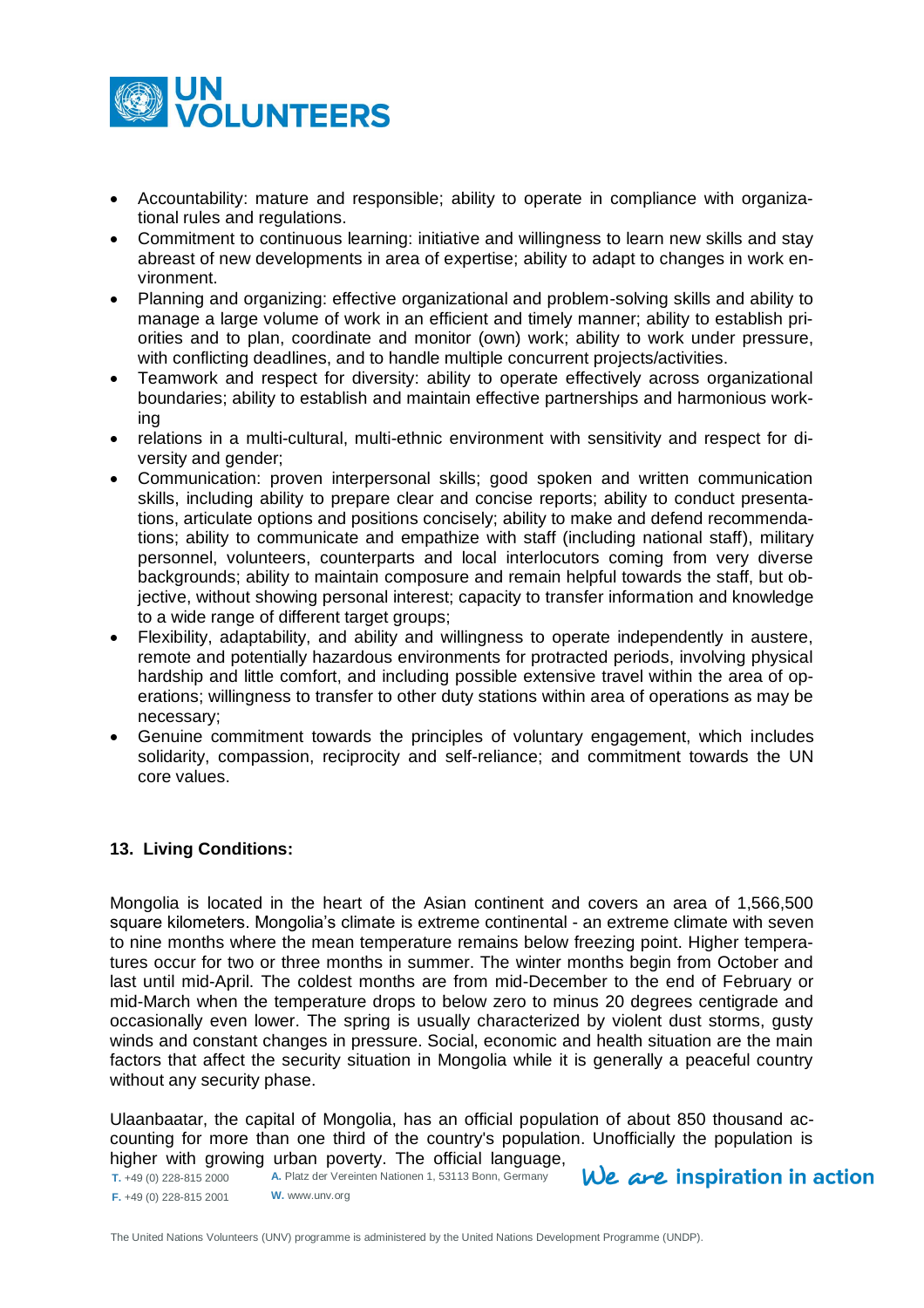- Accountability: mature and responsible; ability to operate in compliance with organizational rules and regulations.
- Commitment to continuous learning: initiative and willingness to learn new skills and stay abreast of new developments in area of expertise; ability to adapt to changes in work environment.
- Planning and organizing: effective organizational and problem-solving skills and ability to manage a large volume of work in an efficient and timely manner; ability to establish priorities and to plan, coordinate and monitor (own) work; ability to work under pressure, with conflicting deadlines, and to handle multiple concurrent projects/activities.
- Teamwork and respect for diversity: ability to operate effectively across organizational boundaries; ability to establish and maintain effective partnerships and harmonious working
- relations in a multi-cultural, multi-ethnic environment with sensitivity and respect for diversity and gender;
- Communication: proven interpersonal skills; good spoken and written communication skills, including ability to prepare clear and concise reports; ability to conduct presentations, articulate options and positions concisely; ability to make and defend recommendations; ability to communicate and empathize with staff (including national staff), military personnel, volunteers, counterparts and local interlocutors coming from very diverse backgrounds; ability to maintain composure and remain helpful towards the staff, but objective, without showing personal interest; capacity to transfer information and knowledge to a wide range of different target groups;
- Flexibility, adaptability, and ability and willingness to operate independently in austere, remote and potentially hazardous environments for protracted periods, involving physical hardship and little comfort, and including possible extensive travel within the area of operations; willingness to transfer to other duty stations within area of operations as may be necessary;
- Genuine commitment towards the principles of voluntary engagement, which includes solidarity, compassion, reciprocity and self-reliance; and commitment towards the UN core values.

## 13. Living Conditions:

Mongolia is located in the heart of the Asian continent and covers an area of 1,566,500 square kilometers. Mongolia's climate is extreme continental - an extreme climate with seven to nine months where the mean temperature remains below freezing point. Higher temperatures occur for two or three months in summer. The winter months begin from October and last until mid-April. The coldest months are from mid-December to the end of February or mid-March when the temperature drops to below zero to minus 20 degrees centigrade and occasionally even lower. The spring is usually characterized by violent dust storms, gusty winds and constant changes in pressure. Social, economic and health situation are the main factors that affect the security situation in Mongolia while it is generally a peaceful country without any security phase.

Ulaanbaatar, the capital of Mongolia, has an official population of about 850 thousand accounting for more than one third of the country's population. Unofficially the population is higher with growing urban poverty. The official language,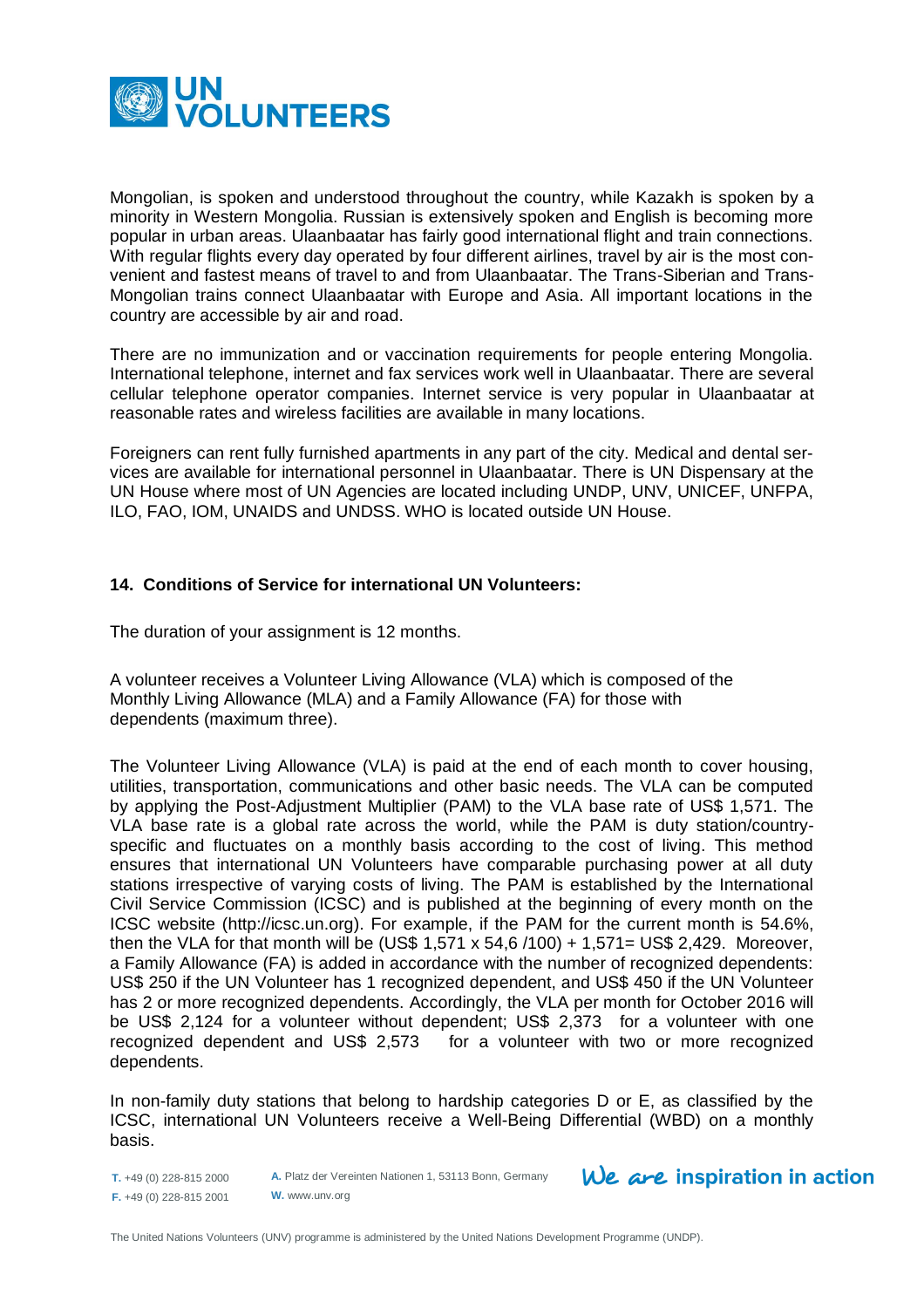Mongolian, is spoken and understood throughout the country, while Kazakh is spoken by a minority in Western Mongolia. Russian is extensively spoken and English is becoming more popular in urban areas. Ulaanbaatar has fairly good international flight and train connections. With regular flights every day operated by four different airlines, travel by air is the most convenient and fastest means of travel to and from Ulaanbaatar. The Trans-Siberian and Trans-Mongolian trains connect Ulaanbaatar with Europe and Asia. All important locations in the country are accessible by air and road.

There are no immunization and or vaccination requirements for people entering Mongolia. International telephone, internet and fax services work well in Ulaanbaatar. There are several cellular telephone operator companies. Internet service is very popular in Ulaanbaatar at reasonable rates and wireless facilities are available in many locations.

Foreigners can rent fully furnished apartments in any part of the city. Medical and dental services are available for international personnel in Ulaanbaatar. There is UN Dispensary at the UN House where most of UN Agencies are located including UNDP, UNV, UNICEF, UNFPA, ILO, FAO, IOM, UNAIDS and UNDSS. WHO is located outside UN House.

**14. Conditions of Service for international UN Volunteers:**

The duration of your assignment is 12 months.

A volunteer receives a Volunteer Living Allowance (VLA) which is composed of the Monthly Living Allowance (MLA) and a Family Allowance (FA) for those with dependents (maximum three).

The Volunteer Living Allowance (VLA) is paid at the end of each month to cover housing, utilities, transportation, communications and other basic needs. The VLA can be computed by applying the Post-Adjustment Multiplier (PAM) to the VLA base rate of US$ 1,571. The VLA base rate is a global rate across the world, while the PAM is duty station/country-specific and fluctuates on a monthly basis according to the cost of living. This method ensures that international UN Volunteers have comparable purchasing power at all duty stations irrespective of varying costs of living. The PAM is established by the International Civil Service Commission (ICSC) and is published at the beginning of every month on the ICSC website (http://icsc.un.org). For example, if the PAM for the current month is 54.6%, then the VLA for that month will be (US$ 1,571 x 54,6 /100) + 1,571= US$ 2,429. Moreover, a Family Allowance (FA) is added in accordance with the number of recognized dependents: US$ 250 if the UN Volunteer has 1 recognized dependent, and US$ 450 if the UN Volunteer has 2 or more recognized dependents. Accordingly, the VLA per month for October 2016 will be US$ 2,124 for a volunteer without dependent; US$ 2,373 for a volunteer with one recognized dependent and US$ 2,573 for a volunteer with two or more recognized dependents.

In non-family duty stations that belong to hardship categories D or E, as classified by the ICSC, international UN Volunteers receive a Well-Being Differential (WBD) on a monthly basis.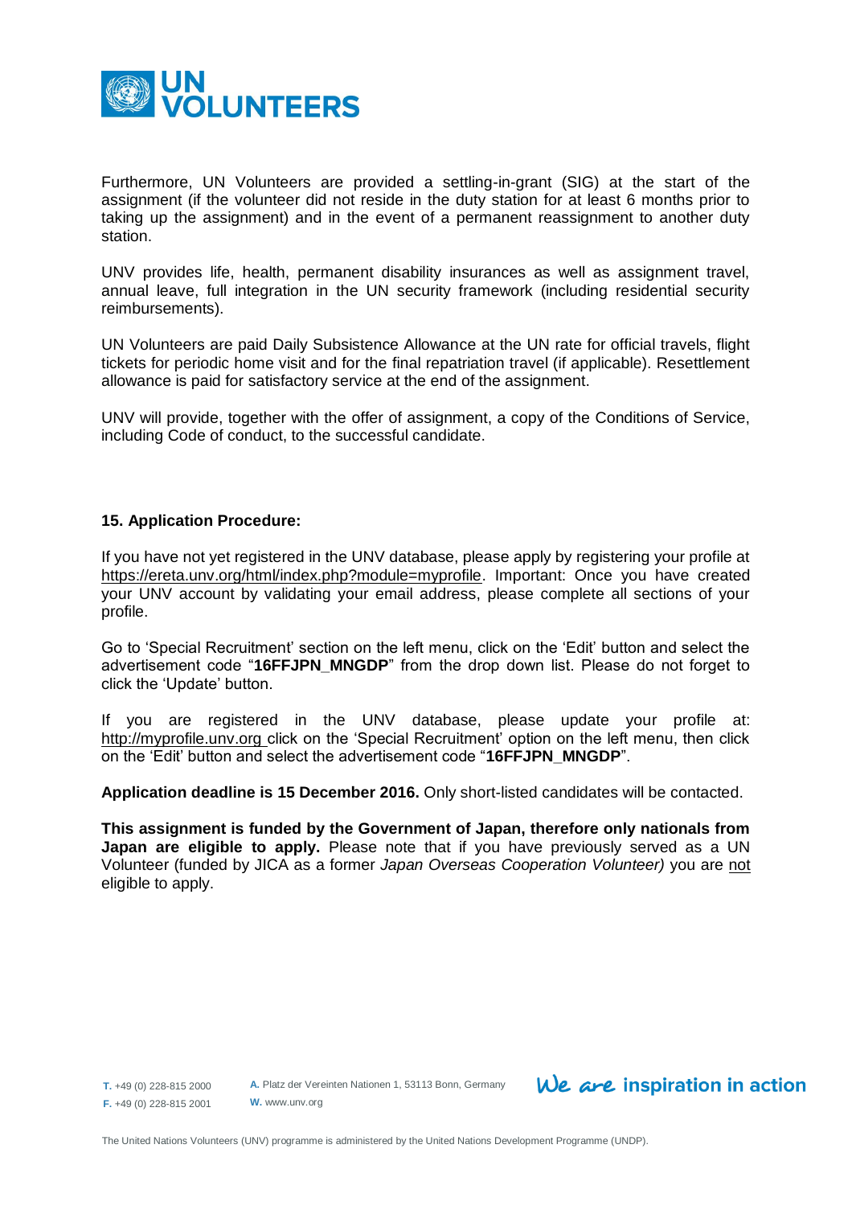Furthermore, UN Volunteers are provided a settling-in-grant (SIG) at the start of the assignment (if the volunteer did not reside in the duty station for at least 6 months prior to taking up the assignment) and in the event of a permanent reassignment to another duty station.

UNV provides life, health, permanent disability insurances as well as assignment travel, annual leave, full integration in the UN security framework (including residential security reimbursements).

UN Volunteers are paid Daily Subsistence Allowance at the UN rate for official travels, flight tickets for periodic home visit and for the final repatriation travel (if applicable). Resettlement allowance is paid for satisfactory service at the end of the assignment.

UNV will provide, together with the offer of assignment, a copy of the Conditions of Service, including Code of conduct, to the successful candidate.

**15. Application Procedure:**

If you have not yet registered in the UNV database, please apply by registering your profile at https://ereta.unv.org/html/index.php?module=myprofile. Important: Once you have created your UNV account by validating your email address, please complete all sections of your profile.

Go to 'Special Recruitment' section on the left menu, click on the 'Edit' button and select the advertisement code "**16FFJPN_MNGDP**" from the drop down list. Please do not forget to click the 'Update' button.

If you are registered in the UNV database, please update your profile at: http://myprofile.unv.org click on the 'Special Recruitment' option on the left menu, then click on the 'Edit' button and select the advertisement code "**16FFJPN_MNGDP**".

**Application deadline is 15 December 2016.** Only short-listed candidates will be contacted.

**This assignment is funded by the Government of Japan, therefore only nationals from Japan are eligible to apply.** Please note that if you have previously served as a UN Volunteer (funded by JICA as a former *Japan Overseas Cooperation Volunteer)* you are not eligible to apply.